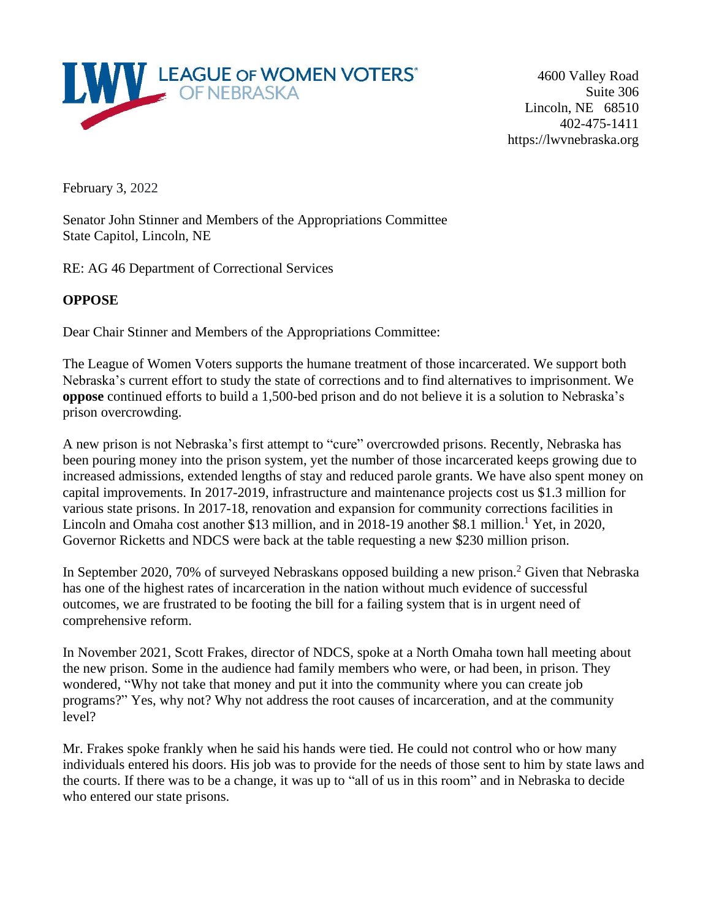**LEAGUE OF WOMEN VOTERS® OF NEBRASKA**

4600 Valley Road
Suite 306
Lincoln, NE 68510
402-475-1411
https://lwvnebraska.org

February 3, 2022

Senator John Stinner and Members of the Appropriations Committee
State Capitol, Lincoln, NE

RE: AG 46 Department of Correctional Services

**OPPOSE**

Dear Chair Stinner and Members of the Appropriations Committee:

The League of Women Voters supports the humane treatment of those incarcerated. We support both Nebraska's current effort to study the state of corrections and to find alternatives to imprisonment. We **oppose** continued efforts to build a 1,500-bed prison and do not believe it is a solution to Nebraska's prison overcrowding.

A new prison is not Nebraska's first attempt to "cure" overcrowded prisons. Recently, Nebraska has been pouring money into the prison system, yet the number of those incarcerated keeps growing due to increased admissions, extended lengths of stay and reduced parole grants. We have also spent money on capital improvements. In 2017-2019, infrastructure and maintenance projects cost us $1.3 million for various state prisons. In 2017-18, renovation and expansion for community corrections facilities in Lincoln and Omaha cost another $13 million, and in 2018-19 another $8.1 million.[1] Yet, in 2020, Governor Ricketts and NDCS were back at the table requesting a new $230 million prison.

In September 2020, 70% of surveyed Nebraskans opposed building a new prison.[2] Given that Nebraska has one of the highest rates of incarceration in the nation without much evidence of successful outcomes, we are frustrated to be footing the bill for a failing system that is in urgent need of comprehensive reform.

In November 2021, Scott Frakes, director of NDCS, spoke at a North Omaha town hall meeting about the new prison. Some in the audience had family members who were, or had been, in prison. They wondered, "Why not take that money and put it into the community where you can create job programs?" Yes, why not? Why not address the root causes of incarceration, and at the community level?

Mr. Frakes spoke frankly when he said his hands were tied. He could not control who or how many individuals entered his doors. His job was to provide for the needs of those sent to him by state laws and the courts. If there was to be a change, it was up to "all of us in this room" and in Nebraska to decide who entered our state prisons.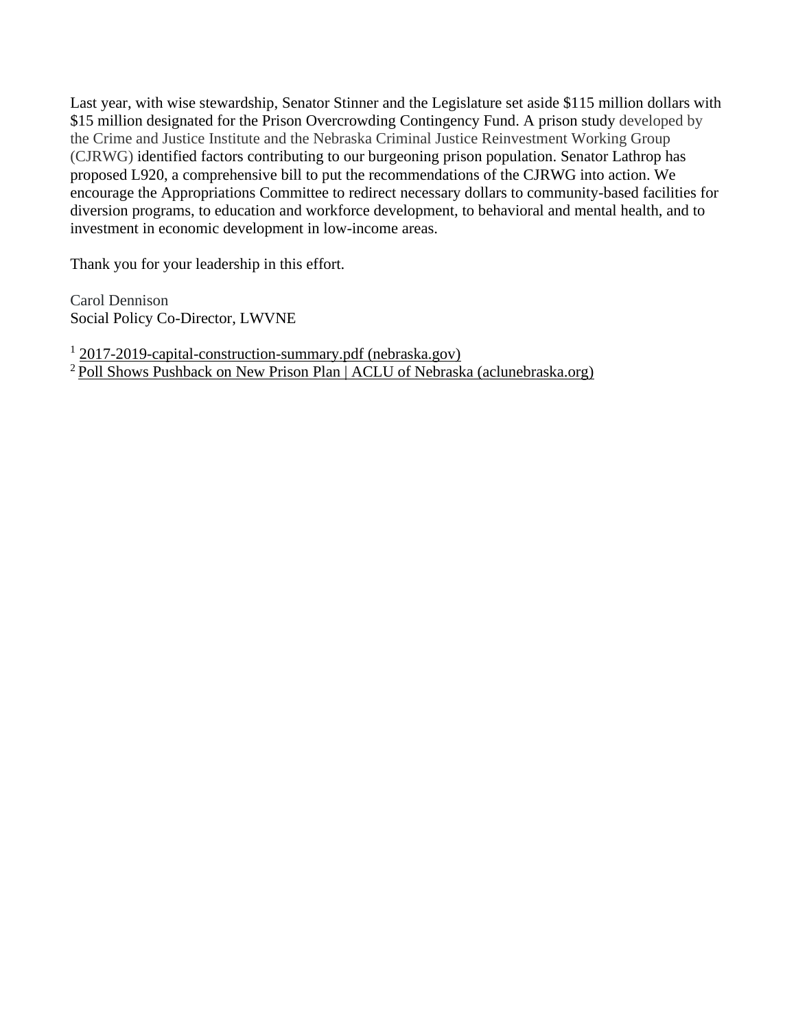Last year, with wise stewardship, Senator Stinner and the Legislature set aside $115 million dollars with $15 million designated for the Prison Overcrowding Contingency Fund. A prison study developed by the Crime and Justice Institute and the Nebraska Criminal Justice Reinvestment Working Group (CJRWG) identified factors contributing to our burgeoning prison population. Senator Lathrop has proposed L920, a comprehensive bill to put the recommendations of the CJRWG into action. We encourage the Appropriations Committee to redirect necessary dollars to community-based facilities for diversion programs, to education and workforce development, to behavioral and mental health, and to investment in economic development in low-income areas.

Thank you for your leadership in this effort.

Carol Dennison
Social Policy Co-Director, LWVNE

[1] 2017-2019-capital-construction-summary.pdf (nebraska.gov)
[2] Poll Shows Pushback on New Prison Plan | ACLU of Nebraska (aclunebraska.org)